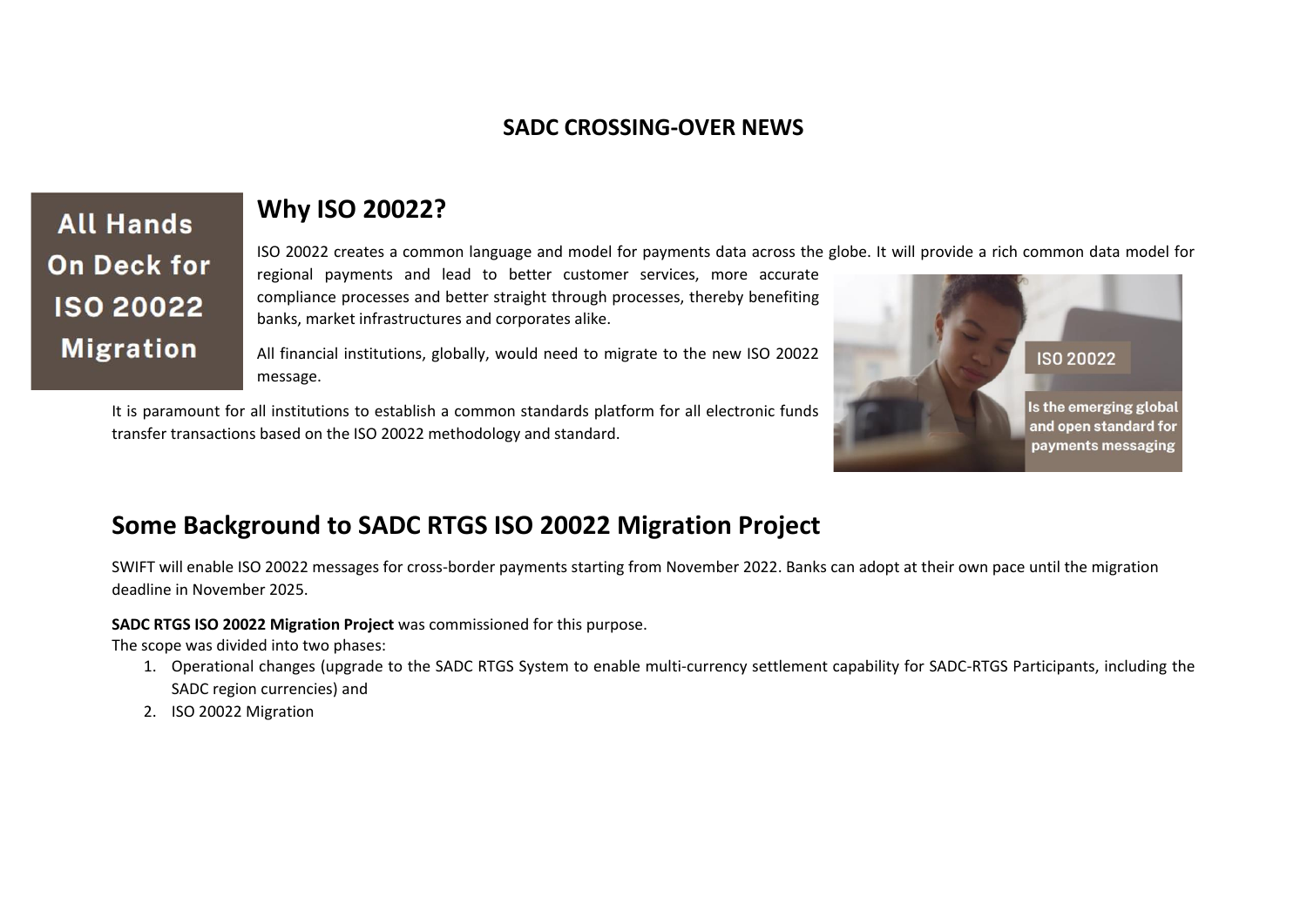# SADC CROSSING-OVER NEWS

**All Hands On Deck for ISO 20022 Migration**

## Why ISO 20022?

ISO 20022 creates a common language and model for payments data across the globe. It will provide a rich common data model for regional payments and lead to better customer services, more accurate compliance processes and better straight through processes, thereby benefiting banks, market infrastructures and corporates alike.

All financial institutions, globally, would need to migrate to the new ISO 20022 message.

It is paramount for all institutions to establish a common standards platform for all electronic funds transfer transactions based on the ISO 20022 methodology and standard.

ISO 20022

Is the emerging global and open standard for payments messaging

## Some Background to SADC RTGS ISO 20022 Migration Project

SWIFT will enable ISO 20022 messages for cross-border payments starting from November 2022. Banks can adopt at their own pace until the migration deadline in November 2025.

**SADC RTGS ISO 20022 Migration Project** was commissioned for this purpose.
The scope was divided into two phases:

1. Operational changes (upgrade to the SADC RTGS System to enable multi-currency settlement capability for SADC-RTGS Participants, including the SADC region currencies) and
2. ISO 20022 Migration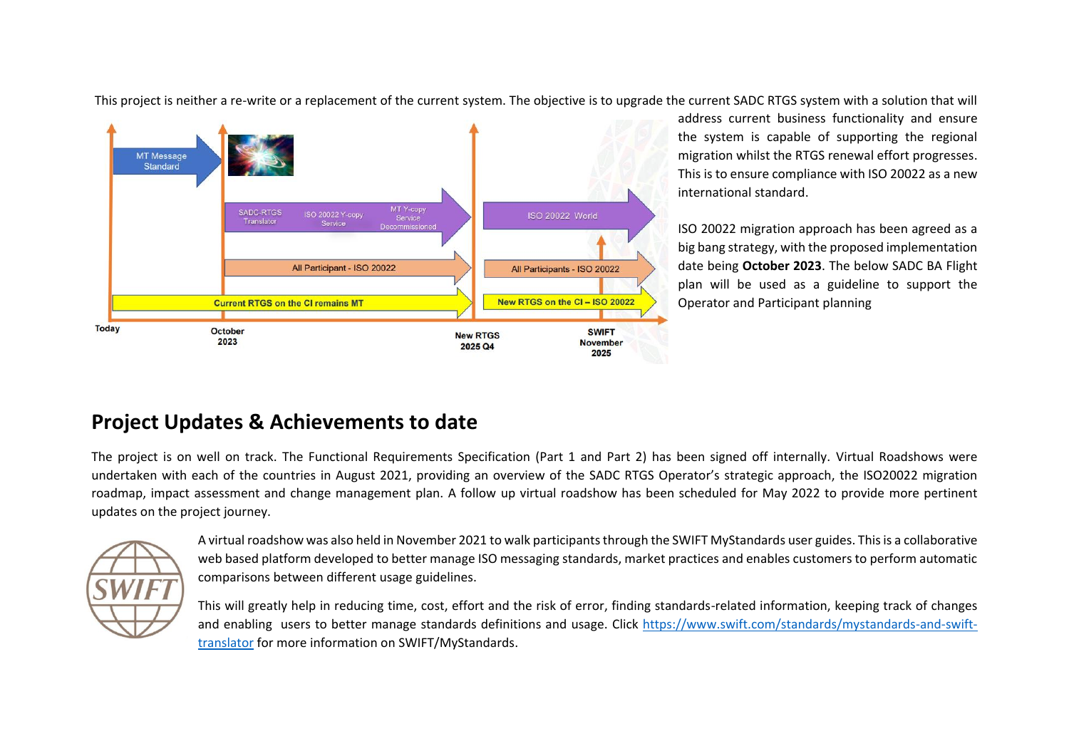This project is neither a re-write or a replacement of the current system. The objective is to upgrade the current SADC RTGS system with a solution that will address current business functionality and ensure the system is capable of supporting the regional migration whilst the RTGS renewal effort progresses. This is to ensure compliance with ISO 20022 as a new international standard.

ISO 20022 migration approach has been agreed as a big bang strategy, with the proposed implementation date being **October 2023**. The below SADC BA Flight plan will be used as a guideline to support the Operator and Participant planning

## Project Updates & Achievements to date

The project is on well on track. The Functional Requirements Specification (Part 1 and Part 2) has been signed off internally. Virtual Roadshows were undertaken with each of the countries in August 2021, providing an overview of the SADC RTGS Operator's strategic approach, the ISO20022 migration roadmap, impact assessment and change management plan. A follow up virtual roadshow has been scheduled for May 2022 to provide more pertinent updates on the project journey.

A virtual roadshow was also held in November 2021 to walk participants through the SWIFT MyStandards user guides. This is a collaborative web based platform developed to better manage ISO messaging standards, market practices and enables customers to perform automatic comparisons between different usage guidelines.

This will greatly help in reducing time, cost, effort and the risk of error, finding standards-related information, keeping track of changes and enabling users to better manage standards definitions and usage. Click [https://www.swift.com/standards/mystandards-and-swift-translator](https://www.swift.com/standards/mystandards-and-swift-translator) for more information on SWIFT/MyStandards.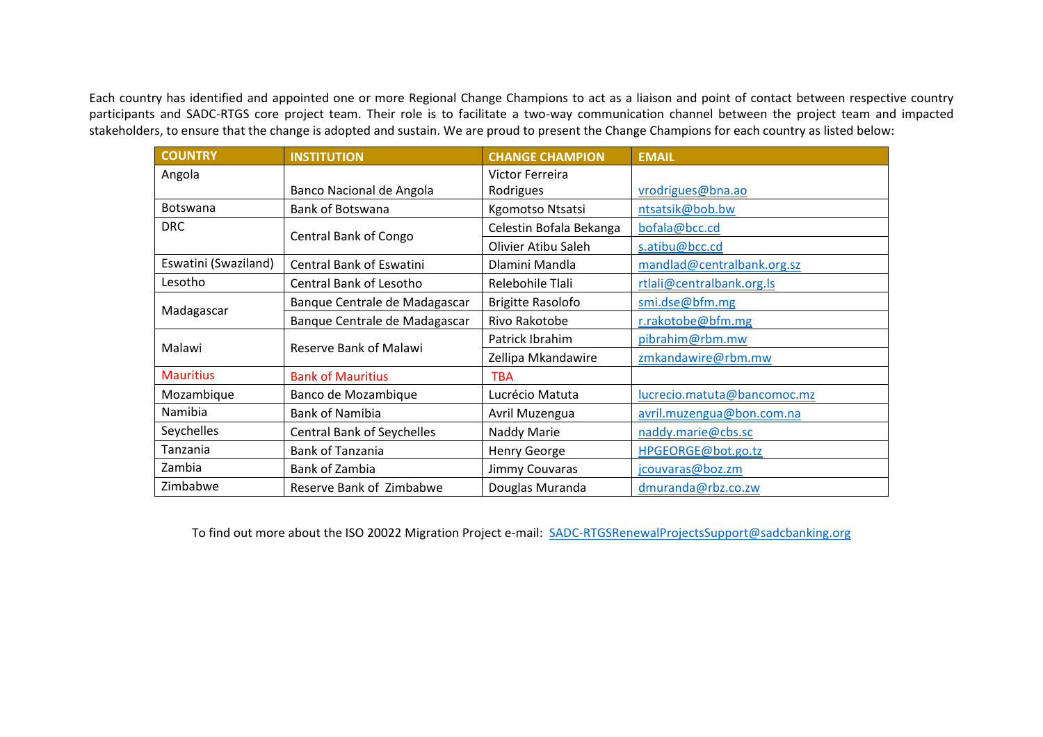Each country has identified and appointed one or more Regional Change Champions to act as a liaison and point of contact between respective country participants and SADC-RTGS core project team. Their role is to facilitate a two-way communication channel between the project team and impacted stakeholders, to ensure that the change is adopted and sustain. We are proud to present the Change Champions for each country as listed below:

| COUNTRY | INSTITUTION | CHANGE CHAMPION | EMAIL |
|---|---|---|---|
| Angola | Banco Nacional de Angola | Victor Ferreira Rodrigues | vrodrigues@bna.ao |
| Botswana | Bank of Botswana | Kgomotso Ntsatsi | ntsatsik@bob.bw |
| DRC | Central Bank of Congo | Celestin Bofala Bekanga | bofala@bcc.cd |
| | | Olivier Atibu Saleh | s.atibu@bcc.cd |
| Eswatini (Swaziland) | Central Bank of Eswatini | Dlamini Mandla | mandlad@centralbank.org.sz |
| Lesotho | Central Bank of Lesotho | Relebohile Tlali | rtlali@centralbank.org.ls |
| Madagascar | Banque Centrale de Madagascar | Brigitte Rasolofo | smi.dse@bfm.mg |
| | Banque Centrale de Madagascar | Rivo Rakotobe | r.rakotobe@bfm.mg |
| Malawi | Reserve Bank of Malawi | Patrick Ibrahim | pibrahim@rbm.mw |
| | | Zellipa Mkandawire | zmkandawire@rbm.mw |
| Mauritius | Bank of Mauritius | TBA | |
| Mozambique | Banco de Mozambique | Lucrécio Matuta | lucrecio.matuta@bancomoc.mz |
| Namibia | Bank of Namibia | Avril Muzengua | avril.muzengua@bon.com.na |
| Seychelles | Central Bank of Seychelles | Naddy Marie | naddy.marie@cbs.sc |
| Tanzania | Bank of Tanzania | Henry George | HPGEORGE@bot.go.tz |
| Zambia | Bank of Zambia | Jimmy Couvaras | jcouvaras@boz.zm |
| Zimbabwe | Reserve Bank of Zimbabwe | Douglas Muranda | dmuranda@rbz.co.zw |

To find out more about the ISO 20022 Migration Project e-mail: SADC-RTGSRenewalProjectsSupport@sadcbanking.org